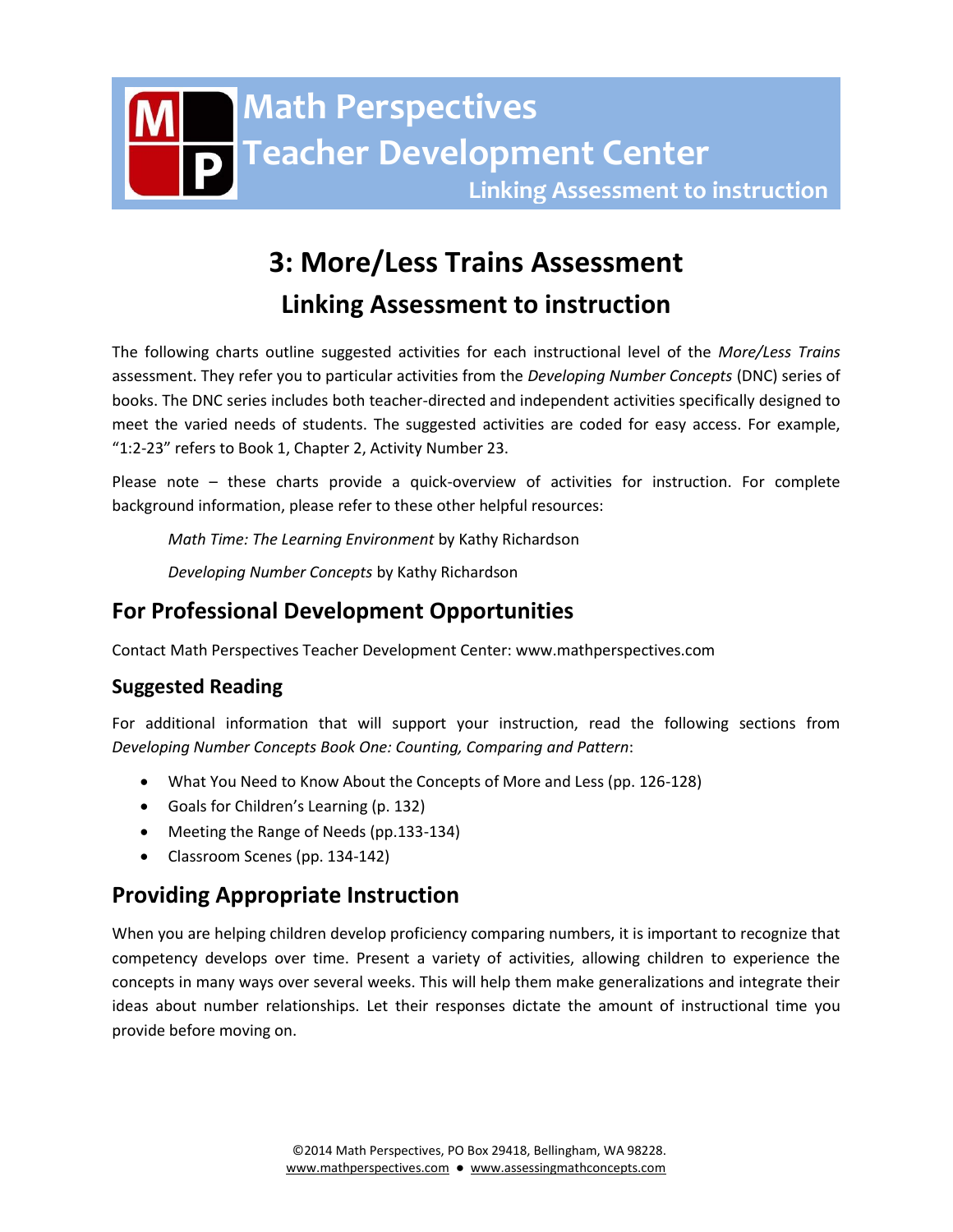# Math Perspectives Teacher Development Center

**Linking Assessment to instruction**

# 3: More/Less Trains Assessment

## Linking Assessment to instruction

The following charts outline suggested activities for each instructional level of the *More/Less Trains* assessment. They refer you to particular activities from the *Developing Number Concepts* (DNC) series of books. The DNC series includes both teacher-directed and independent activities specifically designed to meet the varied needs of students. The suggested activities are coded for easy access. For example, "1:2-23" refers to Book 1, Chapter 2, Activity Number 23.

Please note – these charts provide a quick-overview of activities for instruction. For complete background information, please refer to these other helpful resources:

*Math Time: The Learning Environment* by Kathy Richardson

*Developing Number Concepts* by Kathy Richardson

## For Professional Development Opportunities

Contact Math Perspectives Teacher Development Center: www.mathperspectives.com

### Suggested Reading

For additional information that will support your instruction, read the following sections from *Developing Number Concepts Book One: Counting, Comparing and Pattern*:

- What You Need to Know About the Concepts of More and Less (pp. 126-128)
- Goals for Children's Learning (p. 132)
- Meeting the Range of Needs (pp.133-134)
- Classroom Scenes (pp. 134-142)

## Providing Appropriate Instruction

When you are helping children develop proficiency comparing numbers, it is important to recognize that competency develops over time. Present a variety of activities, allowing children to experience the concepts in many ways over several weeks. This will help them make generalizations and integrate their ideas about number relationships. Let their responses dictate the amount of instructional time you provide before moving on.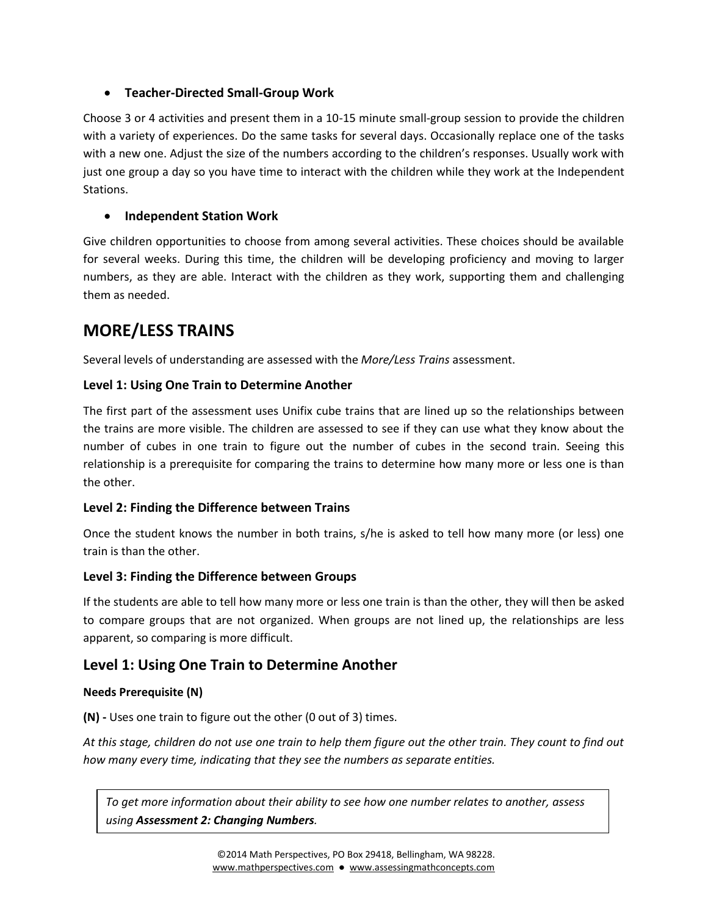- **Teacher-Directed Small-Group Work**

Choose 3 or 4 activities and present them in a 10-15 minute small-group session to provide the children with a variety of experiences. Do the same tasks for several days. Occasionally replace one of the tasks with a new one. Adjust the size of the numbers according to the children's responses. Usually work with just one group a day so you have time to interact with the children while they work at the Independent Stations.

- **Independent Station Work**

Give children opportunities to choose from among several activities. These choices should be available for several weeks. During this time, the children will be developing proficiency and moving to larger numbers, as they are able. Interact with the children as they work, supporting them and challenging them as needed.

## MORE/LESS TRAINS

Several levels of understanding are assessed with the *More/Less Trains* assessment.

### Level 1: Using One Train to Determine Another

The first part of the assessment uses Unifix cube trains that are lined up so the relationships between the trains are more visible. The children are assessed to see if they can use what they know about the number of cubes in one train to figure out the number of cubes in the second train. Seeing this relationship is a prerequisite for comparing the trains to determine how many more or less one is than the other.

### Level 2: Finding the Difference between Trains

Once the student knows the number in both trains, s/he is asked to tell how many more (or less) one train is than the other.

### Level 3: Finding the Difference between Groups

If the students are able to tell how many more or less one train is than the other, they will then be asked to compare groups that are not organized. When groups are not lined up, the relationships are less apparent, so comparing is more difficult.

## Level 1: Using One Train to Determine Another

**Needs Prerequisite (N)**

**(N) -** Uses one train to figure out the other (0 out of 3) times.

*At this stage, children do not use one train to help them figure out the other train. They count to find out how many every time, indicating that they see the numbers as separate entities.*

> *To get more information about their ability to see how one number relates to another, assess using* ***Assessment 2: Changing Numbers****.*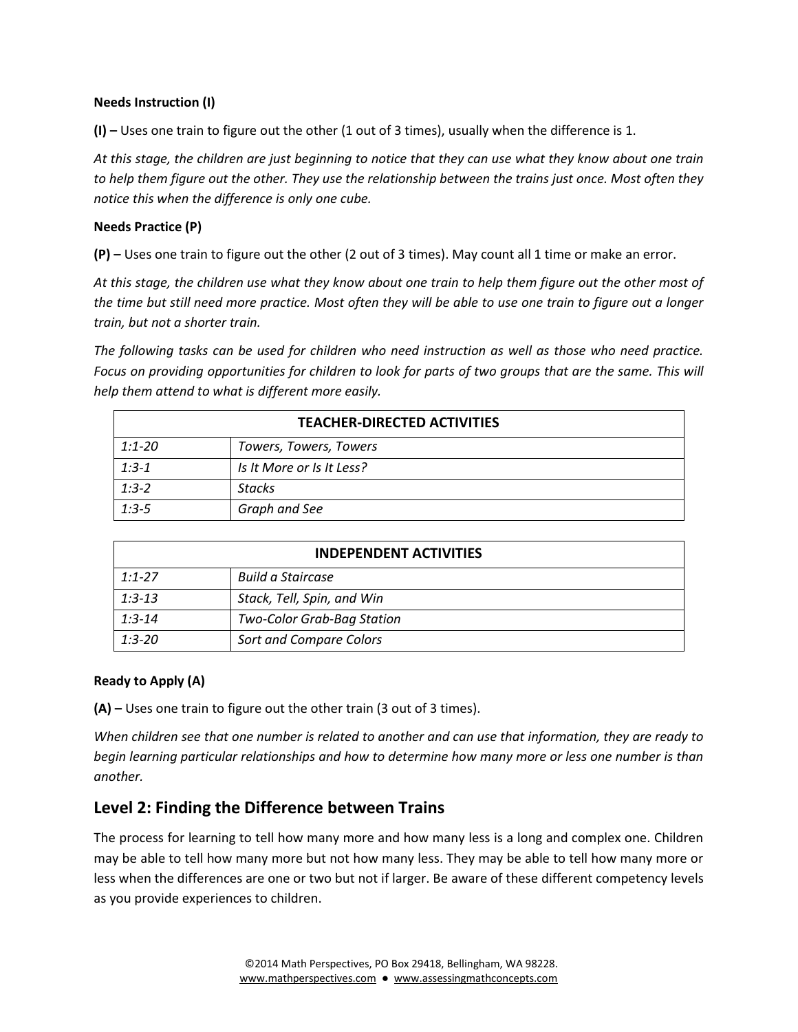**Needs Instruction (I)**

**(I) –** Uses one train to figure out the other (1 out of 3 times), usually when the difference is 1.

*At this stage, the children are just beginning to notice that they can use what they know about one train to help them figure out the other. They use the relationship between the trains just once. Most often they notice this when the difference is only one cube.*

**Needs Practice (P)**

**(P) –** Uses one train to figure out the other (2 out of 3 times). May count all 1 time or make an error.

*At this stage, the children use what they know about one train to help them figure out the other most of the time but still need more practice. Most often they will be able to use one train to figure out a longer train, but not a shorter train.*

*The following tasks can be used for children who need instruction as well as those who need practice. Focus on providing opportunities for children to look for parts of two groups that are the same. This will help them attend to what is different more easily.*

| **TEACHER-DIRECTED ACTIVITIES** | |
|---|---|
| *1:1-20* | *Towers, Towers, Towers* |
| *1:3-1* | *Is It More or Is It Less?* |
| *1:3-2* | *Stacks* |
| *1:3-5* | *Graph and See* |

| **INDEPENDENT ACTIVITIES** | |
|---|---|
| *1:1-27* | *Build a Staircase* |
| *1:3-13* | *Stack, Tell, Spin, and Win* |
| *1:3-14* | *Two-Color Grab-Bag Station* |
| *1:3-20* | *Sort and Compare Colors* |

**Ready to Apply (A)**

**(A) –** Uses one train to figure out the other train (3 out of 3 times).

*When children see that one number is related to another and can use that information, they are ready to begin learning particular relationships and how to determine how many more or less one number is than another.*

## Level 2: Finding the Difference between Trains

The process for learning to tell how many more and how many less is a long and complex one. Children may be able to tell how many more but not how many less. They may be able to tell how many more or less when the differences are one or two but not if larger. Be aware of these different competency levels as you provide experiences to children.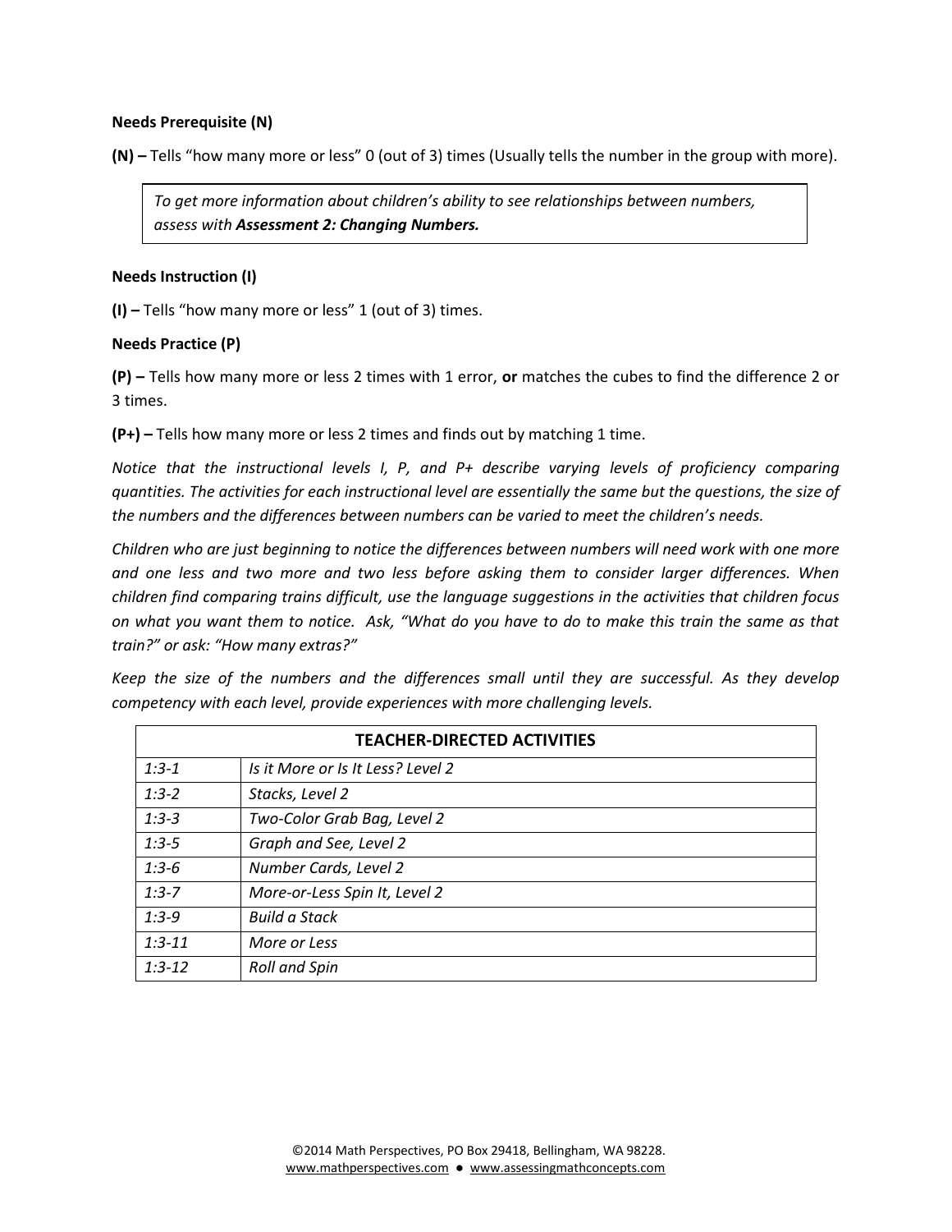**Needs Prerequisite (N)**

**(N) –** Tells "how many more or less" 0 (out of 3) times (Usually tells the number in the group with more).

> *To get more information about children's ability to see relationships between numbers, assess with* ***Assessment 2: Changing Numbers.***

**Needs Instruction (I)**

**(I) –** Tells "how many more or less" 1 (out of 3) times.

**Needs Practice (P)**

**(P) –** Tells how many more or less 2 times with 1 error, **or** matches the cubes to find the difference 2 or 3 times.

**(P+) –** Tells how many more or less 2 times and finds out by matching 1 time.

*Notice that the instructional levels I, P, and P+ describe varying levels of proficiency comparing quantities. The activities for each instructional level are essentially the same but the questions, the size of the numbers and the differences between numbers can be varied to meet the children's needs.*

*Children who are just beginning to notice the differences between numbers will need work with one more and one less and two more and two less before asking them to consider larger differences. When children find comparing trains difficult, use the language suggestions in the activities that children focus on what you want them to notice. Ask, "What do you have to do to make this train the same as that train?" or ask: "How many extras?"*

*Keep the size of the numbers and the differences small until they are successful. As they develop competency with each level, provide experiences with more challenging levels.*

| TEACHER-DIRECTED ACTIVITIES | |
|---|---|
| *1:3-1* | *Is it More or Is It Less? Level 2* |
| *1:3-2* | *Stacks, Level 2* |
| *1:3-3* | *Two-Color Grab Bag, Level 2* |
| *1:3-5* | *Graph and See, Level 2* |
| *1:3-6* | *Number Cards, Level 2* |
| *1:3-7* | *More-or-Less Spin It, Level 2* |
| *1:3-9* | *Build a Stack* |
| *1:3-11* | *More or Less* |
| *1:3-12* | *Roll and Spin* |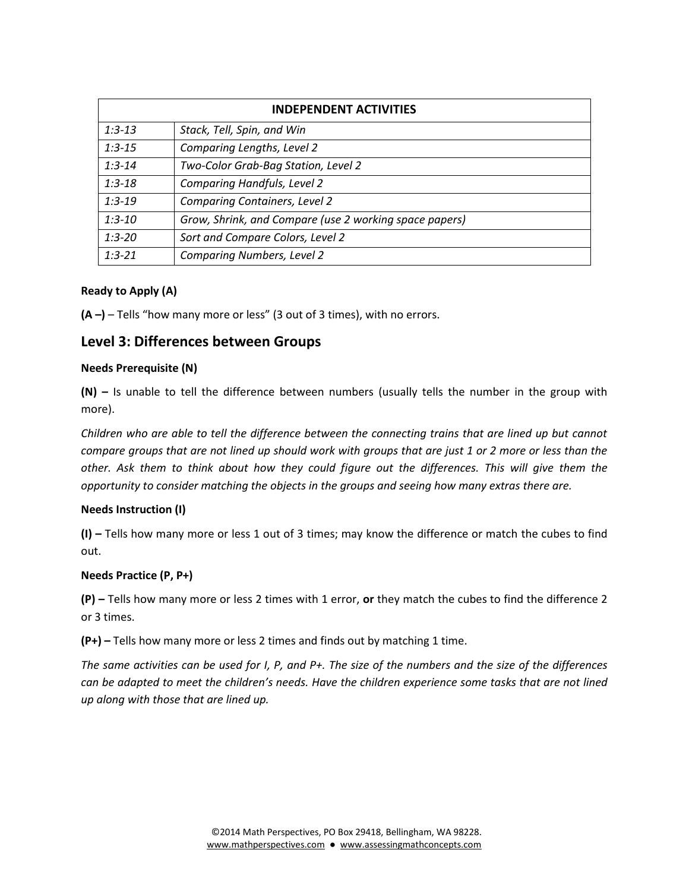| INDEPENDENT ACTIVITIES | |
|---|---|
| *1:3-13* | *Stack, Tell, Spin, and Win* |
| *1:3-15* | *Comparing Lengths, Level 2* |
| *1:3-14* | *Two-Color Grab-Bag Station, Level 2* |
| *1:3-18* | *Comparing Handfuls, Level 2* |
| *1:3-19* | *Comparing Containers, Level 2* |
| *1:3-10* | *Grow, Shrink, and Compare (use 2 working space papers)* |
| *1:3-20* | *Sort and Compare Colors, Level 2* |
| *1:3-21* | *Comparing Numbers, Level 2* |

**Ready to Apply (A)**

**(A –)** – Tells "how many more or less" (3 out of 3 times), with no errors.

## Level 3: Differences between Groups

**Needs Prerequisite (N)**

**(N) –** Is unable to tell the difference between numbers (usually tells the number in the group with more).

*Children who are able to tell the difference between the connecting trains that are lined up but cannot compare groups that are not lined up should work with groups that are just 1 or 2 more or less than the other. Ask them to think about how they could figure out the differences. This will give them the opportunity to consider matching the objects in the groups and seeing how many extras there are.*

**Needs Instruction (I)**

**(I) –** Tells how many more or less 1 out of 3 times; may know the difference or match the cubes to find out.

**Needs Practice (P, P+)**

**(P) –** Tells how many more or less 2 times with 1 error, **or** they match the cubes to find the difference 2 or 3 times.

**(P+) –** Tells how many more or less 2 times and finds out by matching 1 time.

*The same activities can be used for I, P, and P+. The size of the numbers and the size of the differences can be adapted to meet the children's needs. Have the children experience some tasks that are not lined up along with those that are lined up.*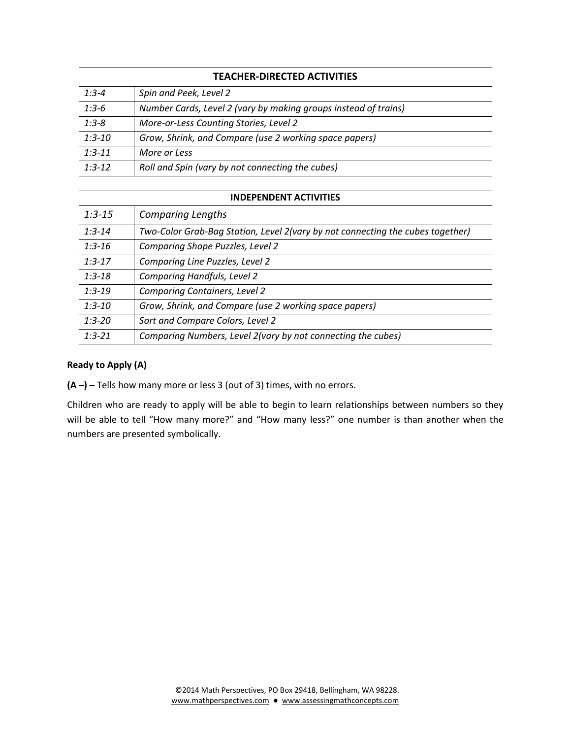| TEACHER-DIRECTED ACTIVITIES | |
|---|---|
| *1:3-4* | *Spin and Peek, Level 2* |
| *1:3-6* | *Number Cards, Level 2 (vary by making groups instead of trains)* |
| *1:3-8* | *More-or-Less Counting Stories, Level 2* |
| *1:3-10* | *Grow, Shrink, and Compare (use 2 working space papers)* |
| *1:3-11* | *More or Less* |
| *1:3-12* | *Roll and Spin (vary by not connecting the cubes)* |

| INDEPENDENT ACTIVITIES | |
|---|---|
| *1:3-15* | *Comparing Lengths* |
| *1:3-14* | *Two-Color Grab-Bag Station, Level 2(vary by not connecting the cubes together)* |
| *1:3-16* | *Comparing Shape Puzzles, Level 2* |
| *1:3-17* | *Comparing Line Puzzles, Level 2* |
| *1:3-18* | *Comparing Handfuls, Level 2* |
| *1:3-19* | *Comparing Containers, Level 2* |
| *1:3-10* | *Grow, Shrink, and Compare (use 2 working space papers)* |
| *1:3-20* | *Sort and Compare Colors, Level 2* |
| *1:3-21* | *Comparing Numbers, Level 2(vary by not connecting the cubes)* |

**Ready to Apply (A)**

**(A –) –** Tells how many more or less 3 (out of 3) times, with no errors.

Children who are ready to apply will be able to begin to learn relationships between numbers so they will be able to tell "How many more?" and "How many less?" one number is than another when the numbers are presented symbolically.